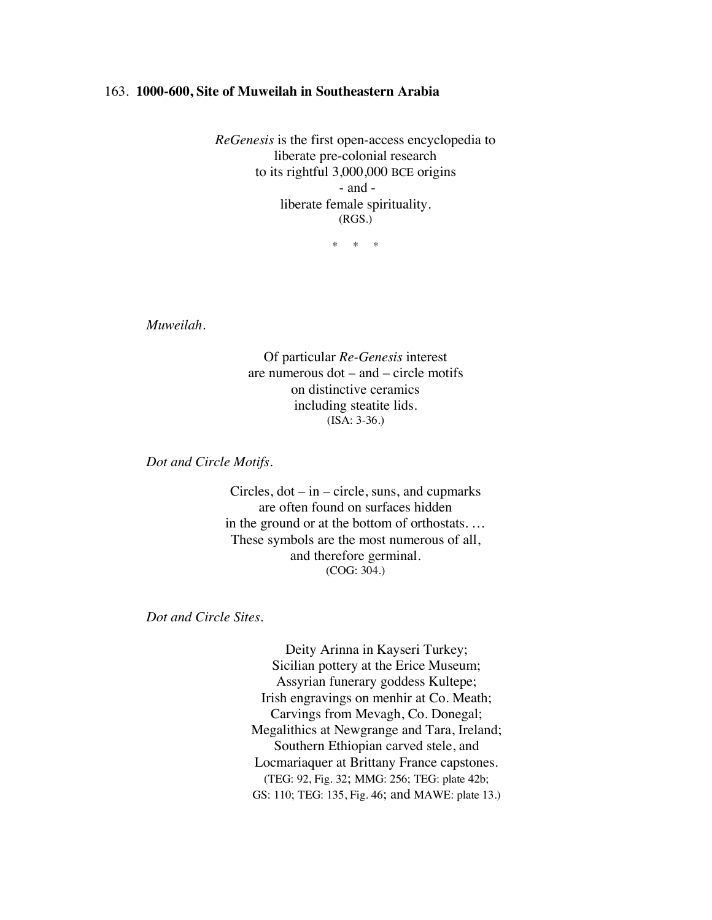163. **1000-600, Site of Muweilah in Southeastern Arabia**

*ReGenesis* is the first open-access encyclopedia to
liberate pre-colonial research
to its rightful 3,000,000 BCE origins
\- and -
liberate female spirituality.
(RGS.)

\* \* \*

*Muweilah.*

Of particular *Re-Genesis* interest
are numerous dot – and – circle motifs
on distinctive ceramics
including steatite lids.
(ISA: 3-36.)

*Dot and Circle Motifs.*

Circles, dot – in – circle, suns, and cupmarks
are often found on surfaces hidden
in the ground or at the bottom of orthostats. …
These symbols are the most numerous of all,
and therefore germinal.
(COG: 304.)

*Dot and Circle Sites.*

Deity Arinna in Kayseri Turkey;
Sicilian pottery at the Erice Museum;
Assyrian funerary goddess Kultepe;
Irish engravings on menhir at Co. Meath;
Carvings from Mevagh, Co. Donegal;
Megalithics at Newgrange and Tara, Ireland;
Southern Ethiopian carved stele, and
Locmariaquer at Brittany France capstones.
(TEG: 92, Fig. 32; MMG: 256; TEG: plate 42b;
GS: 110; TEG: 135, Fig. 46; and MAWE: plate 13.)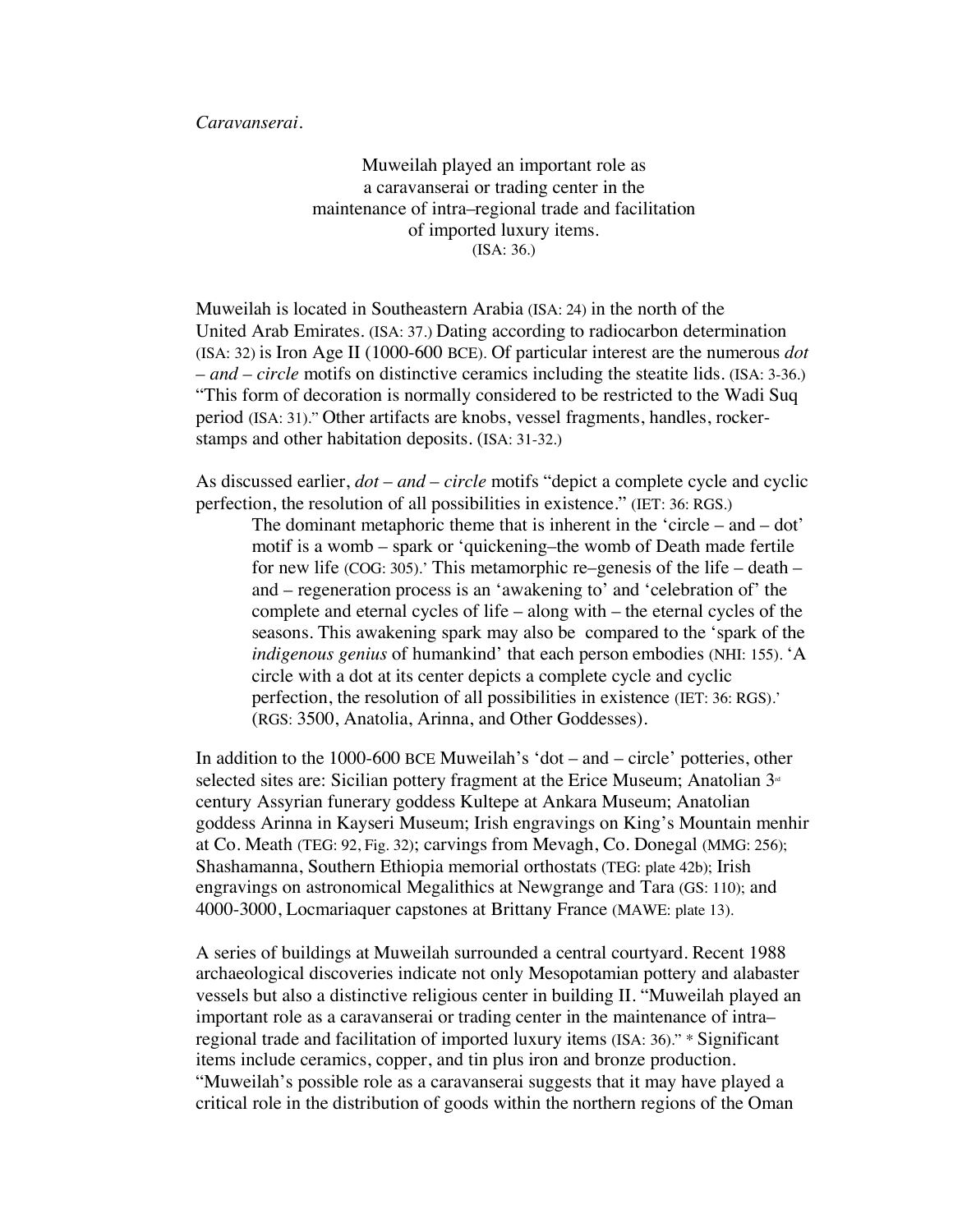*Caravanserai.*

<center>
Muweilah played an important role as<br>
a caravanserai or trading center in the<br>
maintenance of intra–regional trade and facilitation<br>
of imported luxury items.<br>
(ISA: 36.)
</center>

Muweilah is located in Southeastern Arabia (ISA: 24) in the north of the United Arab Emirates. (ISA: 37.) Dating according to radiocarbon determination (ISA: 32) is Iron Age II (1000-600 BCE). Of particular interest are the numerous *dot – and – circle* motifs on distinctive ceramics including the steatite lids. (ISA: 3-36.) "This form of decoration is normally considered to be restricted to the Wadi Suq period (ISA: 31)." Other artifacts are knobs, vessel fragments, handles, rocker-stamps and other habitation deposits. (ISA: 31-32.)

As discussed earlier, *dot – and – circle* motifs "depict a complete cycle and cyclic perfection, the resolution of all possibilities in existence." (IET: 36: RGS.)

> The dominant metaphoric theme that is inherent in the 'circle – and – dot' motif is a womb – spark or 'quickening–the womb of Death made fertile for new life (COG: 305).' This metamorphic re–genesis of the life – death – and – regeneration process is an 'awakening to' and 'celebration of' the complete and eternal cycles of life – along with – the eternal cycles of the seasons. This awakening spark may also be compared to the 'spark of the *indigenous genius* of humankind' that each person embodies (NHI: 155). 'A circle with a dot at its center depicts a complete cycle and cyclic perfection, the resolution of all possibilities in existence (IET: 36: RGS).' (RGS: 3500, Anatolia, Arinna, and Other Goddesses).

In addition to the 1000-600 BCE Muweilah's 'dot – and – circle' potteries, other selected sites are: Sicilian pottery fragment at the Erice Museum; Anatolian 3rd century Assyrian funerary goddess Kultepe at Ankara Museum; Anatolian goddess Arinna in Kayseri Museum; Irish engravings on King's Mountain menhir at Co. Meath (TEG: 92, Fig. 32); carvings from Mevagh, Co. Donegal (MMG: 256); Shashamanna, Southern Ethiopia memorial orthostats (TEG: plate 42b); Irish engravings on astronomical Megalithics at Newgrange and Tara (GS: 110); and 4000-3000, Locmariaquer capstones at Brittany France (MAWE: plate 13).

A series of buildings at Muweilah surrounded a central courtyard. Recent 1988 archaeological discoveries indicate not only Mesopotamian pottery and alabaster vessels but also a distinctive religious center in building II. "Muweilah played an important role as a caravanserai or trading center in the maintenance of intra–regional trade and facilitation of imported luxury items (ISA: 36)." * Significant items include ceramics, copper, and tin plus iron and bronze production. "Muweilah's possible role as a caravanserai suggests that it may have played a critical role in the distribution of goods within the northern regions of the Oman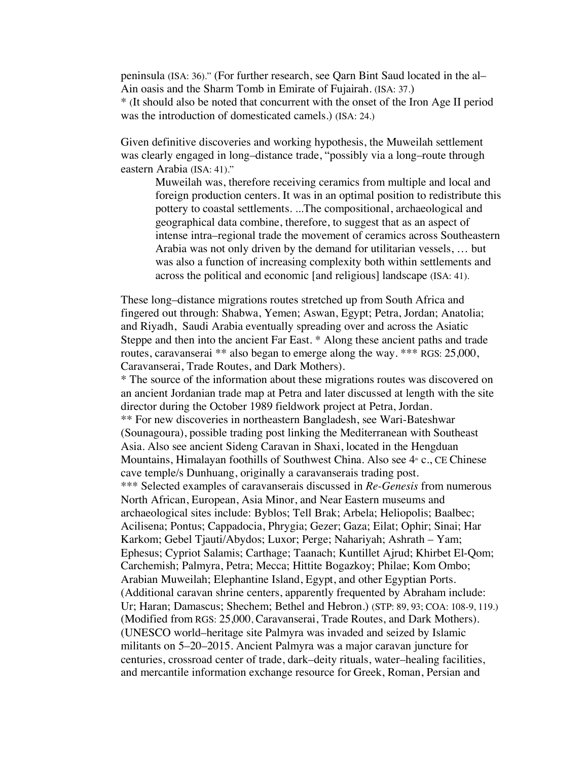peninsula (ISA: 36)." (For further research, see Qarn Bint Saud located in the al–Ain oasis and the Sharm Tomb in Emirate of Fujairah. (ISA: 37.)
* (It should also be noted that concurrent with the onset of the Iron Age II period was the introduction of domesticated camels.) (ISA: 24.)

Given definitive discoveries and working hypothesis, the Muweilah settlement was clearly engaged in long–distance trade, "possibly via a long–route through eastern Arabia (ISA: 41)."

> Muweilah was, therefore receiving ceramics from multiple and local and foreign production centers. It was in an optimal position to redistribute this pottery to coastal settlements. ...The compositional, archaeological and geographical data combine, therefore, to suggest that as an aspect of intense intra–regional trade the movement of ceramics across Southeastern Arabia was not only driven by the demand for utilitarian vessels, … but was also a function of increasing complexity both within settlements and across the political and economic [and religious] landscape (ISA: 41).

These long–distance migrations routes stretched up from South Africa and fingered out through: Shabwa, Yemen; Aswan, Egypt; Petra, Jordan; Anatolia; and Riyadh, Saudi Arabia eventually spreading over and across the Asiatic Steppe and then into the ancient Far East. * Along these ancient paths and trade routes, caravanserai ** also began to emerge along the way. *** RGS: 25,000, Caravanserai, Trade Routes, and Dark Mothers).

* The source of the information about these migrations routes was discovered on an ancient Jordanian trade map at Petra and later discussed at length with the site director during the October 1989 fieldwork project at Petra, Jordan.

** For new discoveries in northeastern Bangladesh, see Wari-Bateshwar (Sounagoura), possible trading post linking the Mediterranean with Southeast Asia. Also see ancient Sideng Caravan in Shaxi, located in the Hengduan Mountains, Himalayan foothills of Southwest China. Also see 4th c., CE Chinese cave temple/s Dunhuang, originally a caravanserais trading post.

*** Selected examples of caravanserais discussed in *Re-Genesis* from numerous North African, European, Asia Minor, and Near Eastern museums and archaeological sites include: Byblos; Tell Brak; Arbela; Heliopolis; Baalbec; Acilisena; Pontus; Cappadocia, Phrygia; Gezer; Gaza; Eilat; Ophir; Sinai; Har Karkom; Gebel Tjauti/Abydos; Luxor; Perge; Nahariyah; Ashrath – Yam; Ephesus; Cypriot Salamis; Carthage; Taanach; Kuntillet Ajrud; Khirbet El-Qom; Carchemish; Palmyra, Petra; Mecca; Hittite Bogazkoy; Philae; Kom Ombo; Arabian Muweilah; Elephantine Island, Egypt, and other Egyptian Ports. (Additional caravan shrine centers, apparently frequented by Abraham include: Ur; Haran; Damascus; Shechem; Bethel and Hebron.) (STP: 89, 93; COA: 108-9, 119.) (Modified from RGS: 25,000, Caravanserai, Trade Routes, and Dark Mothers). (UNESCO world–heritage site Palmyra was invaded and seized by Islamic militants on 5–20–2015. Ancient Palmyra was a major caravan juncture for centuries, crossroad center of trade, dark–deity rituals, water–healing facilities, and mercantile information exchange resource for Greek, Roman, Persian and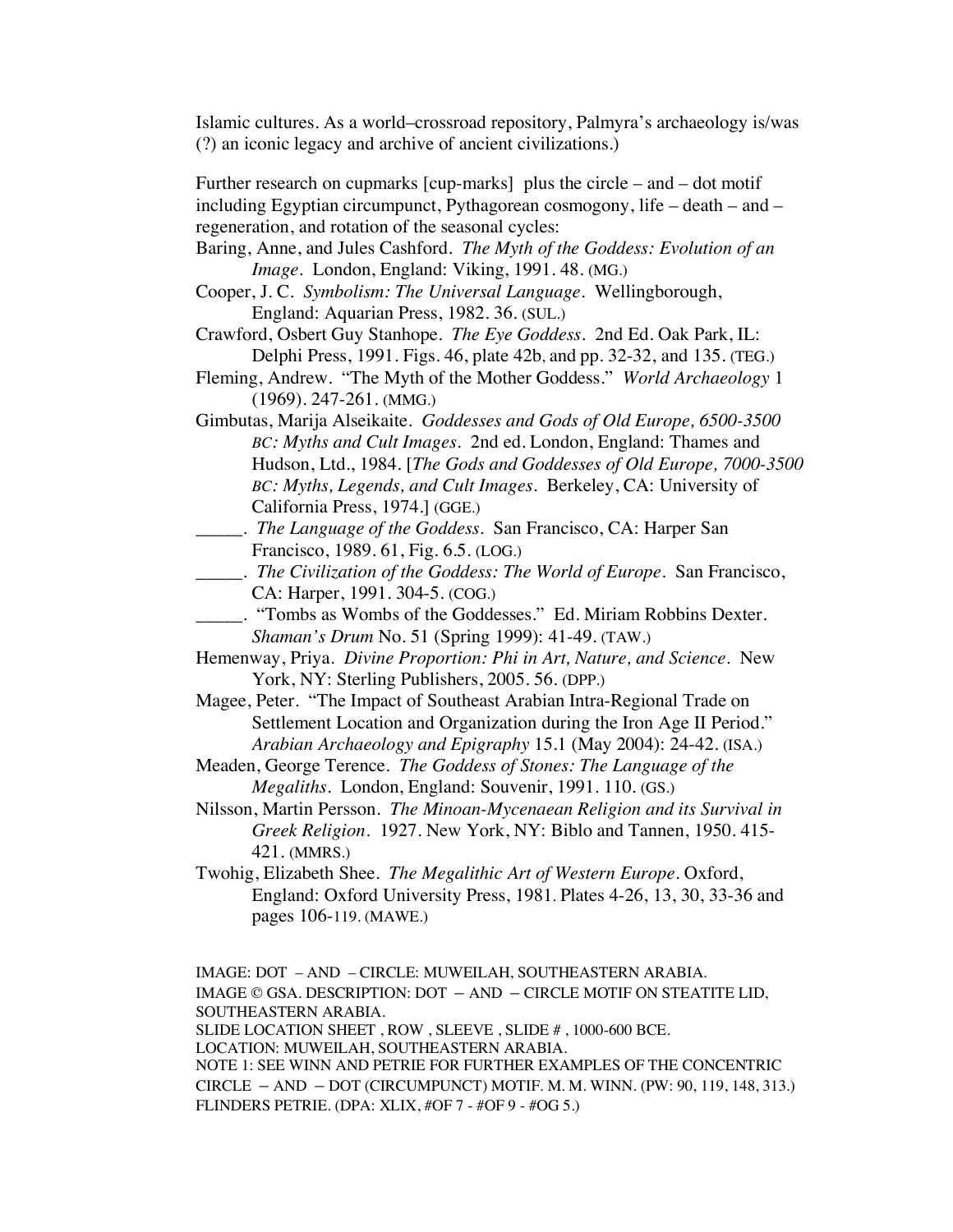Islamic cultures. As a world–crossroad repository, Palmyra's archaeology is/was (?) an iconic legacy and archive of ancient civilizations.)

Further research on cupmarks [cup-marks] plus the circle – and – dot motif including Egyptian circumpunct, Pythagorean cosmogony, life – death – and – regeneration, and rotation of the seasonal cycles:

Baring, Anne, and Jules Cashford. *The Myth of the Goddess: Evolution of an Image*. London, England: Viking, 1991. 48. (MG.)

Cooper, J. C. *Symbolism: The Universal Language*. Wellingborough, England: Aquarian Press, 1982. 36. (SUL.)

Crawford, Osbert Guy Stanhope. *The Eye Goddess*. 2nd Ed. Oak Park, IL: Delphi Press, 1991. Figs. 46, plate 42b, and pp. 32-32, and 135. (TEG.)

Fleming, Andrew. "The Myth of the Mother Goddess." *World Archaeology* 1 (1969). 247-261. (MMG.)

Gimbutas, Marija Alseikaite. *Goddesses and Gods of Old Europe, 6500-3500 BC: Myths and Cult Images*. 2nd ed. London, England: Thames and Hudson, Ltd., 1984. [*The Gods and Goddesses of Old Europe, 7000-3500 BC: Myths, Legends, and Cult Images*. Berkeley, CA: University of California Press, 1974.] (GGE.)

_____. *The Language of the Goddess*. San Francisco, CA: Harper San Francisco, 1989. 61, Fig. 6.5. (LOG.)

_____. *The Civilization of the Goddess: The World of Europe*. San Francisco, CA: Harper, 1991. 304-5. (COG.)

_____. "Tombs as Wombs of the Goddesses." Ed. Miriam Robbins Dexter. *Shaman's Drum* No. 51 (Spring 1999): 41-49. (TAW.)

Hemenway, Priya. *Divine Proportion: Phi in Art, Nature, and Science*. New York, NY: Sterling Publishers, 2005. 56. (DPP.)

Magee, Peter. "The Impact of Southeast Arabian Intra-Regional Trade on Settlement Location and Organization during the Iron Age II Period." *Arabian Archaeology and Epigraphy* 15.1 (May 2004): 24-42. (ISA.)

Meaden, George Terence. *The Goddess of Stones: The Language of the Megaliths*. London, England: Souvenir, 1991. 110. (GS.)

Nilsson, Martin Persson. *The Minoan-Mycenaean Religion and its Survival in Greek Religion*. 1927. New York, NY: Biblo and Tannen, 1950. 415-421. (MMRS.)

Twohig, Elizabeth Shee. *The Megalithic Art of Western Europe*. Oxford, England: Oxford University Press, 1981. Plates 4-26, 13, 30, 33-36 and pages 106-119. (MAWE.)

IMAGE: DOT – AND – CIRCLE: MUWEILAH, SOUTHEASTERN ARABIA.
IMAGE © GSA. DESCRIPTION: DOT – AND – CIRCLE MOTIF ON STEATITE LID, SOUTHEASTERN ARABIA.
SLIDE LOCATION SHEET , ROW , SLEEVE , SLIDE # , 1000-600 BCE.
LOCATION: MUWEILAH, SOUTHEASTERN ARABIA.
NOTE 1: SEE WINN AND PETRIE FOR FURTHER EXAMPLES OF THE CONCENTRIC CIRCLE – AND – DOT (CIRCUMPUNCT) MOTIF. M. M. WINN. (PW: 90, 119, 148, 313.) FLINDERS PETRIE. (DPA: XLIX, #OF 7 - #OF 9 - #OG 5.)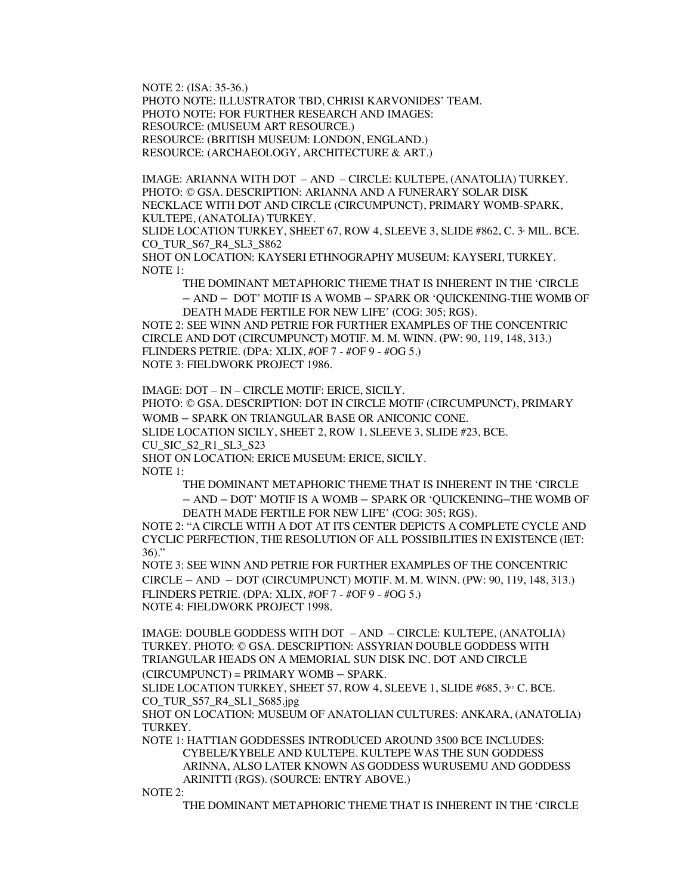NOTE 2: (ISA: 35-36.)
PHOTO NOTE: ILLUSTRATOR TBD, CHRISI KARVONIDES' TEAM.
PHOTO NOTE: FOR FURTHER RESEARCH AND IMAGES:
RESOURCE: (MUSEUM ART RESOURCE.)
RESOURCE: (BRITISH MUSEUM: LONDON, ENGLAND.)
RESOURCE: (ARCHAEOLOGY, ARCHITECTURE & ART.)

IMAGE: ARIANNA WITH DOT – AND – CIRCLE: KULTEPE, (ANATOLIA) TURKEY.
PHOTO: © GSA. DESCRIPTION: ARIANNA AND A FUNERARY SOLAR DISK NECKLACE WITH DOT AND CIRCLE (CIRCUMPUNCT), PRIMARY WOMB-SPARK, KULTEPE, (ANATOLIA) TURKEY.
SLIDE LOCATION TURKEY, SHEET 67, ROW 4, SLEEVE 3, SLIDE #862, C. 3rd MIL. BCE.
CO_TUR_S67_R4_SL3_S862
SHOT ON LOCATION: KAYSERI ETHNOGRAPHY MUSEUM: KAYSERI, TURKEY.
NOTE 1:

THE DOMINANT METAPHORIC THEME THAT IS INHERENT IN THE 'CIRCLE – AND – DOT' MOTIF IS A WOMB – SPARK OR 'QUICKENING-THE WOMB OF DEATH MADE FERTILE FOR NEW LIFE' (COG: 305; RGS).

NOTE 2: SEE WINN AND PETRIE FOR FURTHER EXAMPLES OF THE CONCENTRIC CIRCLE AND DOT (CIRCUMPUNCT) MOTIF. M. M. WINN. (PW: 90, 119, 148, 313.) FLINDERS PETRIE. (DPA: XLIX, #OF 7 - #OF 9 - #OG 5.)
NOTE 3: FIELDWORK PROJECT 1986.

IMAGE: DOT – IN – CIRCLE MOTIF: ERICE, SICILY.
PHOTO: © GSA. DESCRIPTION: DOT IN CIRCLE MOTIF (CIRCUMPUNCT), PRIMARY WOMB – SPARK ON TRIANGULAR BASE OR ANICONIC CONE.
SLIDE LOCATION SICILY, SHEET 2, ROW 1, SLEEVE 3, SLIDE #23, BCE.
CU_SIC_S2_R1_SL3_S23
SHOT ON LOCATION: ERICE MUSEUM: ERICE, SICILY.
NOTE 1:

THE DOMINANT METAPHORIC THEME THAT IS INHERENT IN THE 'CIRCLE – AND – DOT' MOTIF IS A WOMB – SPARK OR 'QUICKENING–THE WOMB OF DEATH MADE FERTILE FOR NEW LIFE' (COG: 305; RGS).

NOTE 2: "A CIRCLE WITH A DOT AT ITS CENTER DEPICTS A COMPLETE CYCLE AND CYCLIC PERFECTION, THE RESOLUTION OF ALL POSSIBILITIES IN EXISTENCE (IET: 36)."
NOTE 3: SEE WINN AND PETRIE FOR FURTHER EXAMPLES OF THE CONCENTRIC CIRCLE – AND – DOT (CIRCUMPUNCT) MOTIF. M. M. WINN. (PW: 90, 119, 148, 313.) FLINDERS PETRIE. (DPA: XLIX, #OF 7 - #OF 9 - #OG 5.)
NOTE 4: FIELDWORK PROJECT 1998.

IMAGE: DOUBLE GODDESS WITH DOT – AND – CIRCLE: KULTEPE, (ANATOLIA) TURKEY. PHOTO: © GSA. DESCRIPTION: ASSYRIAN DOUBLE GODDESS WITH TRIANGULAR HEADS ON A MEMORIAL SUN DISK INC. DOT AND CIRCLE (CIRCUMPUNCT) = PRIMARY WOMB – SPARK.
SLIDE LOCATION TURKEY, SHEET 57, ROW 4, SLEEVE 1, SLIDE #685, 3RD C. BCE.
CO_TUR_S57_R4_SL1_S685.jpg
SHOT ON LOCATION: MUSEUM OF ANATOLIAN CULTURES: ANKARA, (ANATOLIA) TURKEY.
NOTE 1: HATTIAN GODDESSES INTRODUCED AROUND 3500 BCE INCLUDES: CYBELE/KYBELE AND KULTEPE. KULTEPE WAS THE SUN GODDESS ARINNA, ALSO LATER KNOWN AS GODDESS WURUSEMU AND GODDESS ARINITTI (RGS). (SOURCE: ENTRY ABOVE.)
NOTE 2:

THE DOMINANT METAPHORIC THEME THAT IS INHERENT IN THE 'CIRCLE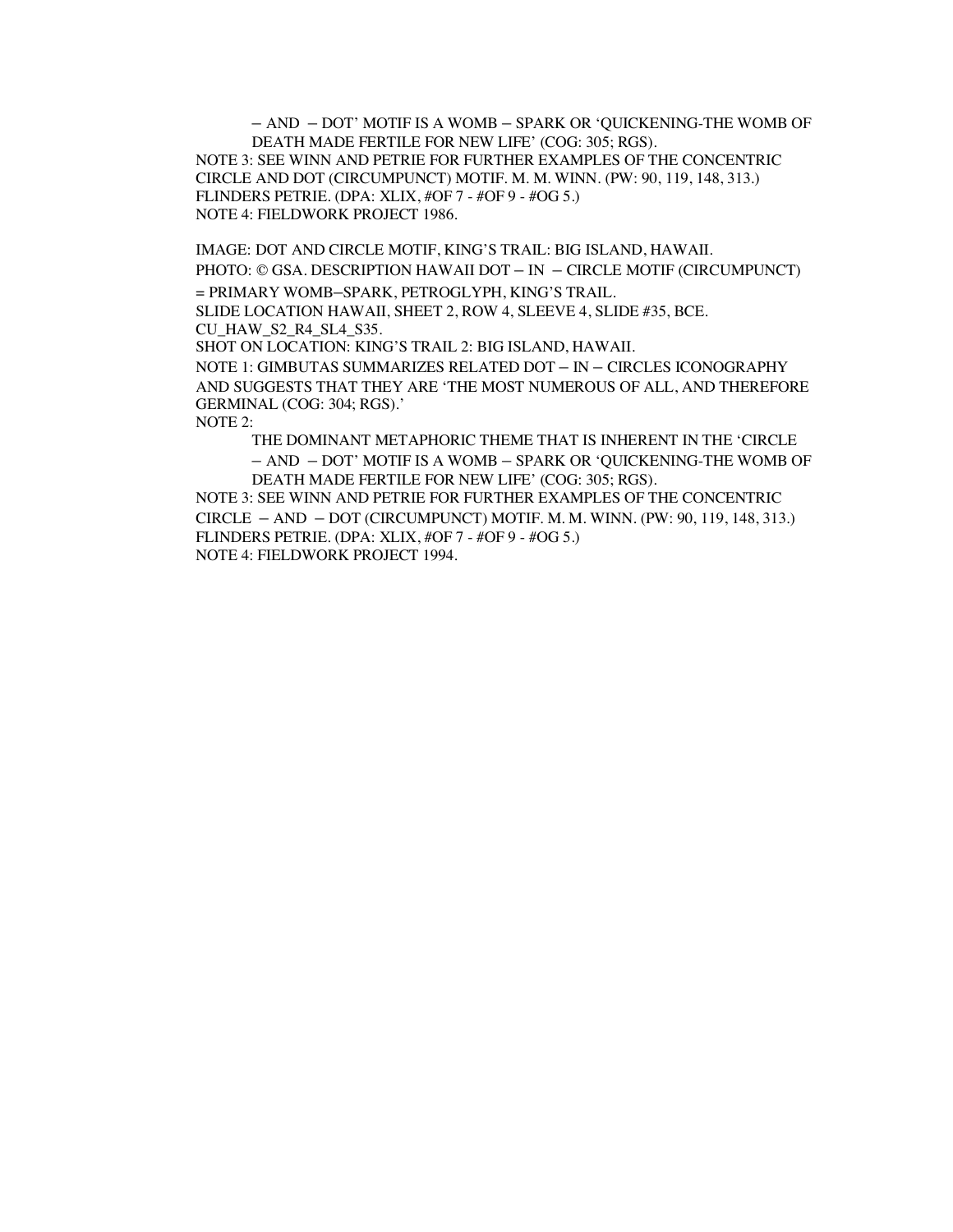– AND – DOT' MOTIF IS A WOMB – SPARK OR 'QUICKENING-THE WOMB OF DEATH MADE FERTILE FOR NEW LIFE' (COG: 305; RGS).

NOTE 3: SEE WINN AND PETRIE FOR FURTHER EXAMPLES OF THE CONCENTRIC CIRCLE AND DOT (CIRCUMPUNCT) MOTIF. M. M. WINN. (PW: 90, 119, 148, 313.) FLINDERS PETRIE. (DPA: XLIX, #OF 7 - #OF 9 - #OG 5.)
NOTE 4: FIELDWORK PROJECT 1986.

IMAGE: DOT AND CIRCLE MOTIF, KING'S TRAIL: BIG ISLAND, HAWAII.
PHOTO: © GSA. DESCRIPTION HAWAII DOT – IN – CIRCLE MOTIF (CIRCUMPUNCT) = PRIMARY WOMB–SPARK, PETROGLYPH, KING'S TRAIL.
SLIDE LOCATION HAWAII, SHEET 2, ROW 4, SLEEVE 4, SLIDE #35, BCE.
CU_HAW_S2_R4_SL4_S35.
SHOT ON LOCATION: KING'S TRAIL 2: BIG ISLAND, HAWAII.
NOTE 1: GIMBUTAS SUMMARIZES RELATED DOT – IN – CIRCLES ICONOGRAPHY AND SUGGESTS THAT THEY ARE 'THE MOST NUMEROUS OF ALL, AND THEREFORE GERMINAL (COG: 304; RGS).'
NOTE 2:

THE DOMINANT METAPHORIC THEME THAT IS INHERENT IN THE 'CIRCLE – AND – DOT' MOTIF IS A WOMB – SPARK OR 'QUICKENING-THE WOMB OF DEATH MADE FERTILE FOR NEW LIFE' (COG: 305; RGS).

NOTE 3: SEE WINN AND PETRIE FOR FURTHER EXAMPLES OF THE CONCENTRIC CIRCLE – AND – DOT (CIRCUMPUNCT) MOTIF. M. M. WINN. (PW: 90, 119, 148, 313.) FLINDERS PETRIE. (DPA: XLIX, #OF 7 - #OF 9 - #OG 5.)
NOTE 4: FIELDWORK PROJECT 1994.